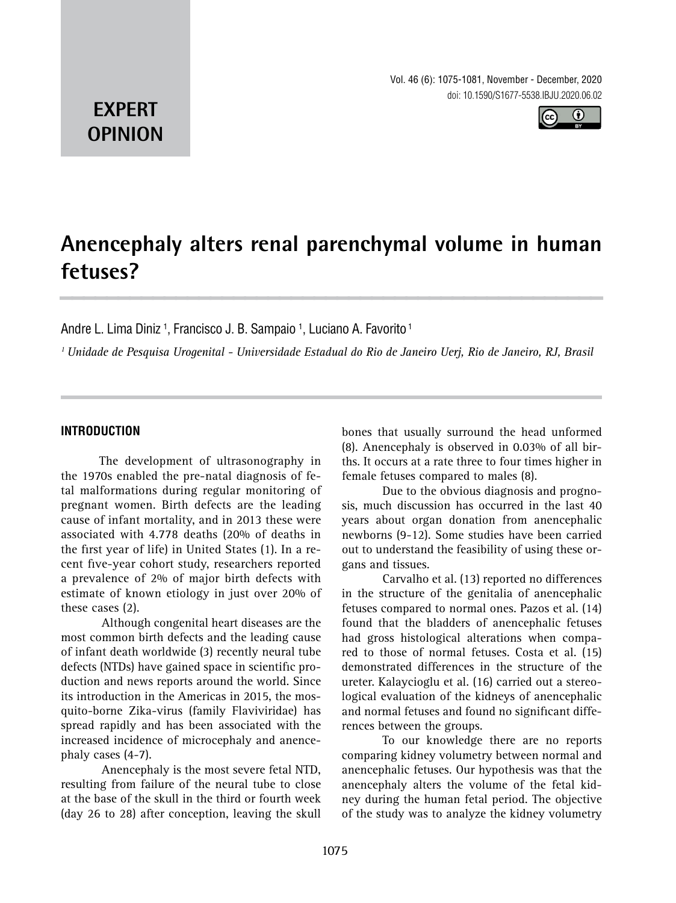**EXPERT OPINION**

# Anencephaly alters renal parenchymal volume in human fetuses?

Andre L. Lima Diniz [1], Francisco J. B. Sampaio [1], Luciano A. Favorito [1]

*[1] Unidade de Pesquisa Urogenital - Universidade Estadual do Rio de Janeiro Uerj, Rio de Janeiro, RJ, Brasil*

## INTRODUCTION

The development of ultrasonography in the 1970s enabled the pre-natal diagnosis of fetal malformations during regular monitoring of pregnant women. Birth defects are the leading cause of infant mortality, and in 2013 these were associated with 4.778 deaths (20% of deaths in the first year of life) in United States (1). In a recent five-year cohort study, researchers reported a prevalence of 2% of major birth defects with estimate of known etiology in just over 20% of these cases (2).

Although congenital heart diseases are the most common birth defects and the leading cause of infant death worldwide (3) recently neural tube defects (NTDs) have gained space in scientific production and news reports around the world. Since its introduction in the Americas in 2015, the mosquito-borne Zika-virus (family Flaviviridae) has spread rapidly and has been associated with the increased incidence of microcephaly and anencephaly cases (4-7).

Anencephaly is the most severe fetal NTD, resulting from failure of the neural tube to close at the base of the skull in the third or fourth week (day 26 to 28) after conception, leaving the skull bones that usually surround the head unformed (8). Anencephaly is observed in 0.03% of all births. It occurs at a rate three to four times higher in female fetuses compared to males (8).

Due to the obvious diagnosis and prognosis, much discussion has occurred in the last 40 years about organ donation from anencephalic newborns (9-12). Some studies have been carried out to understand the feasibility of using these organs and tissues.

Carvalho et al. (13) reported no differences in the structure of the genitalia of anencephalic fetuses compared to normal ones. Pazos et al. (14) found that the bladders of anencephalic fetuses had gross histological alterations when compared to those of normal fetuses. Costa et al. (15) demonstrated differences in the structure of the ureter. Kalaycioglu et al. (16) carried out a stereological evaluation of the kidneys of anencephalic and normal fetuses and found no significant differences between the groups.

To our knowledge there are no reports comparing kidney volumetry between normal and anencephalic fetuses. Our hypothesis was that the anencephaly alters the volume of the fetal kidney during the human fetal period. The objective of the study was to analyze the kidney volumetry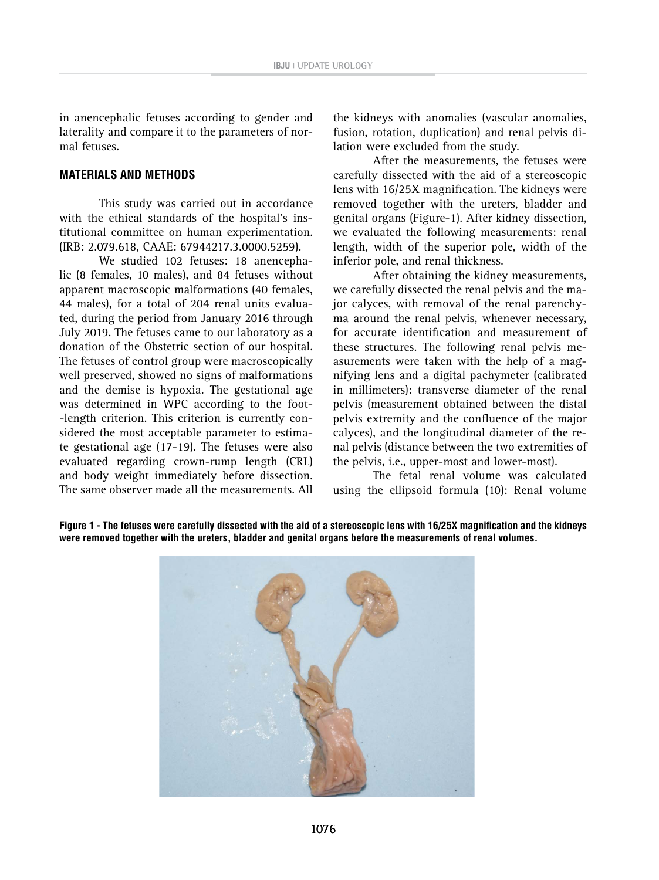in anencephalic fetuses according to gender and laterality and compare it to the parameters of normal fetuses.

## MATERIALS AND METHODS

This study was carried out in accordance with the ethical standards of the hospital's institutional committee on human experimentation. (IRB: 2.079.618, CAAE: 67944217.3.0000.5259).

We studied 102 fetuses: 18 anencephalic (8 females, 10 males), and 84 fetuses without apparent macroscopic malformations (40 females, 44 males), for a total of 204 renal units evaluated, during the period from January 2016 through July 2019. The fetuses came to our laboratory as a donation of the Obstetric section of our hospital. The fetuses of control group were macroscopically well preserved, showed no signs of malformations and the demise is hypoxia. The gestational age was determined in WPC according to the foot-length criterion. This criterion is currently considered the most acceptable parameter to estimate gestational age (17-19). The fetuses were also evaluated regarding crown-rump length (CRL) and body weight immediately before dissection. The same observer made all the measurements. All the kidneys with anomalies (vascular anomalies, fusion, rotation, duplication) and renal pelvis dilation were excluded from the study.

After the measurements, the fetuses were carefully dissected with the aid of a stereoscopic lens with 16/25X magnification. The kidneys were removed together with the ureters, bladder and genital organs (Figure-1). After kidney dissection, we evaluated the following measurements: renal length, width of the superior pole, width of the inferior pole, and renal thickness.

After obtaining the kidney measurements, we carefully dissected the renal pelvis and the major calyces, with removal of the renal parenchyma around the renal pelvis, whenever necessary, for accurate identification and measurement of these structures. The following renal pelvis measurements were taken with the help of a magnifying lens and a digital pachymeter (calibrated in millimeters): transverse diameter of the renal pelvis (measurement obtained between the distal pelvis extremity and the confluence of the major calyces), and the longitudinal diameter of the renal pelvis (distance between the two extremities of the pelvis, i.e., upper-most and lower-most).

The fetal renal volume was calculated using the ellipsoid formula (10): Renal volume

**Figure 1 - The fetuses were carefully dissected with the aid of a stereoscopic lens with 16/25X magnification and the kidneys were removed together with the ureters, bladder and genital organs before the measurements of renal volumes.**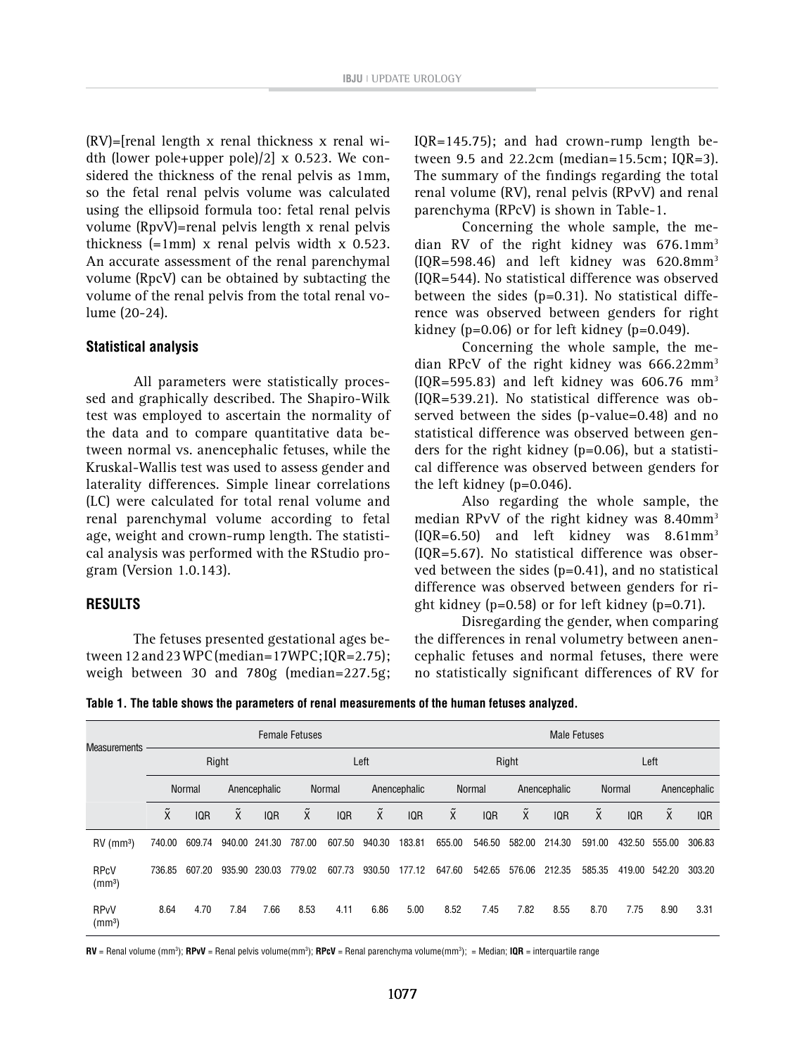(RV)=[renal length x renal thickness x renal width (lower pole+upper pole)/2] x 0.523. We considered the thickness of the renal pelvis as 1mm, so the fetal renal pelvis volume was calculated using the ellipsoid formula too: fetal renal pelvis volume (RpvV)=renal pelvis length x renal pelvis thickness (=1mm) x renal pelvis width x 0.523. An accurate assessment of the renal parenchymal volume (RpcV) can be obtained by subtacting the volume of the renal pelvis from the total renal volume (20-24).

### Statistical analysis

All parameters were statistically processed and graphically described. The Shapiro-Wilk test was employed to ascertain the normality of the data and to compare quantitative data between normal vs. anencephalic fetuses, while the Kruskal-Wallis test was used to assess gender and laterality differences. Simple linear correlations (LC) were calculated for total renal volume and renal parenchymal volume according to fetal age, weight and crown-rump length. The statistical analysis was performed with the RStudio program (Version 1.0.143).

## RESULTS

The fetuses presented gestational ages between 12 and 23 WPC (median=17WPC; IQR=2.75); weigh between 30 and 780g (median=227.5g; IQR=145.75); and had crown-rump length between 9.5 and 22.2cm (median=15.5cm; IQR=3). The summary of the findings regarding the total renal volume (RV), renal pelvis (RPvV) and renal parenchyma (RPcV) is shown in Table-1.

Concerning the whole sample, the median RV of the right kidney was 676.1mm$^3$ (IQR=598.46) and left kidney was 620.8mm$^3$ (IQR=544). No statistical difference was observed between the sides (p=0.31). No statistical difference was observed between genders for right kidney (p=0.06) or for left kidney (p=0.049).

Concerning the whole sample, the median RPcV of the right kidney was 666.22mm$^3$ (IQR=595.83) and left kidney was 606.76 mm$^3$ (IQR=539.21). No statistical difference was observed between the sides (p-value=0.48) and no statistical difference was observed between genders for the right kidney (p=0.06), but a statistical difference was observed between genders for the left kidney (p=0.046).

Also regarding the whole sample, the median RPvV of the right kidney was 8.40mm$^3$ (IQR=6.50) and left kidney was 8.61mm$^3$ (IQR=5.67). No statistical difference was observed between the sides (p=0.41), and no statistical difference was observed between genders for right kidney (p=0.58) or for left kidney (p=0.71).

Disregarding the gender, when comparing the differences in renal volumetry between anencephalic fetuses and normal fetuses, there were no statistically significant differences of RV for

**Table 1. The table shows the parameters of renal measurements of the human fetuses analyzed.**

| Measurements | Female Fetuses | | | | | | | | Male Fetuses | | | | | | | |
|---|---|---|---|---|---|---|---|---|---|---|---|---|---|---|---|---|
| | Right | | | | Left | | | | Right | | | | Left | | | |
| | Normal | | Anencephalic | | Normal | | Anencephalic | | Normal | | Anencephalic | | Normal | | Anencephalic | |
| | $\tilde{X}$ | IQR | $\tilde{X}$ | IQR | $\tilde{X}$ | IQR | $\tilde{X}$ | IQR | $\tilde{X}$ | IQR | $\tilde{X}$ | IQR | $\tilde{X}$ | IQR | $\tilde{X}$ | IQR |
| RV (mm$^3$) | 740.00 | 609.74 | 940.00 | 241.30 | 787.00 | 607.50 | 940.30 | 183.81 | 655.00 | 546.50 | 582.00 | 214.30 | 591.00 | 432.50 | 555.00 | 306.83 |
| RPcV (mm$^3$) | 736.85 | 607.20 | 935.90 | 230.03 | 779.02 | 607.73 | 930.50 | 177.12 | 647.60 | 542.65 | 576.06 | 212.35 | 585.35 | 419.00 | 542.20 | 303.20 |
| RPvV (mm$^3$) | 8.64 | 4.70 | 7.84 | 7.66 | 8.53 | 4.11 | 6.86 | 5.00 | 8.52 | 7.45 | 7.82 | 8.55 | 8.70 | 7.75 | 8.90 | 3.31 |

**RV** = Renal volume (mm$^3$); **RPvV** = Renal pelvis volume(mm$^3$); **RPcV** = Renal parenchyma volume(mm$^3$); = Median; **IQR** = interquartile range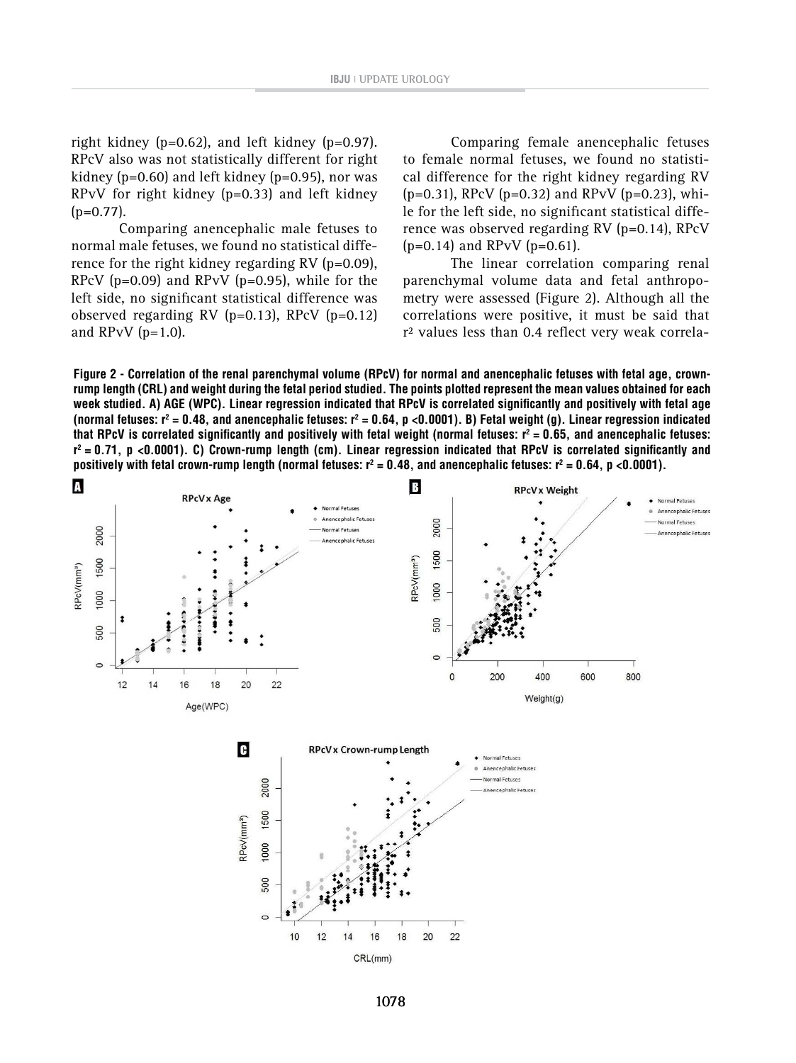right kidney (p=0.62), and left kidney (p=0.97). RPcV also was not statistically different for right kidney (p=0.60) and left kidney (p=0.95), nor was RPvV for right kidney (p=0.33) and left kidney (p=0.77).

Comparing anencephalic male fetuses to normal male fetuses, we found no statistical difference for the right kidney regarding RV (p=0.09), RPcV (p=0.09) and RPvV (p=0.95), while for the left side, no significant statistical difference was observed regarding RV (p=0.13), RPcV (p=0.12) and RPvV (p=1.0).

Comparing female anencephalic fetuses to female normal fetuses, we found no statistical difference for the right kidney regarding RV (p=0.31), RPcV (p=0.32) and RPvV (p=0.23), while for the left side, no significant statistical difference was observed regarding RV (p=0.14), RPcV (p=0.14) and RPvV (p=0.61).

The linear correlation comparing renal parenchymal volume data and fetal anthropometry were assessed (Figure 2). Although all the correlations were positive, it must be said that $r^2$ values less than 0.4 reflect very weak correla-

**Figure 2 - Correlation of the renal parenchymal volume (RPcV) for normal and anencephalic fetuses with fetal age, crown-rump length (CRL) and weight during the fetal period studied. The points plotted represent the mean values obtained for each week studied. A) AGE (WPC). Linear regression indicated that RPcV is correlated significantly and positively with fetal age (normal fetuses: $r^2 = 0.48$, and anencephalic fetuses: $r^2 = 0.64$, $p < 0.0001$). B) Fetal weight (g). Linear regression indicated that RPcV is correlated significantly and positively with fetal weight (normal fetuses: $r^2 = 0.65$, and anencephalic fetuses: $r^2 = 0.71$, $p < 0.0001$). C) Crown-rump length (cm). Linear regression indicated that RPcV is correlated significantly and positively with fetal crown-rump length (normal fetuses: $r^2 = 0.48$, and anencephalic fetuses: $r^2 = 0.64$, $p < 0.0001$).**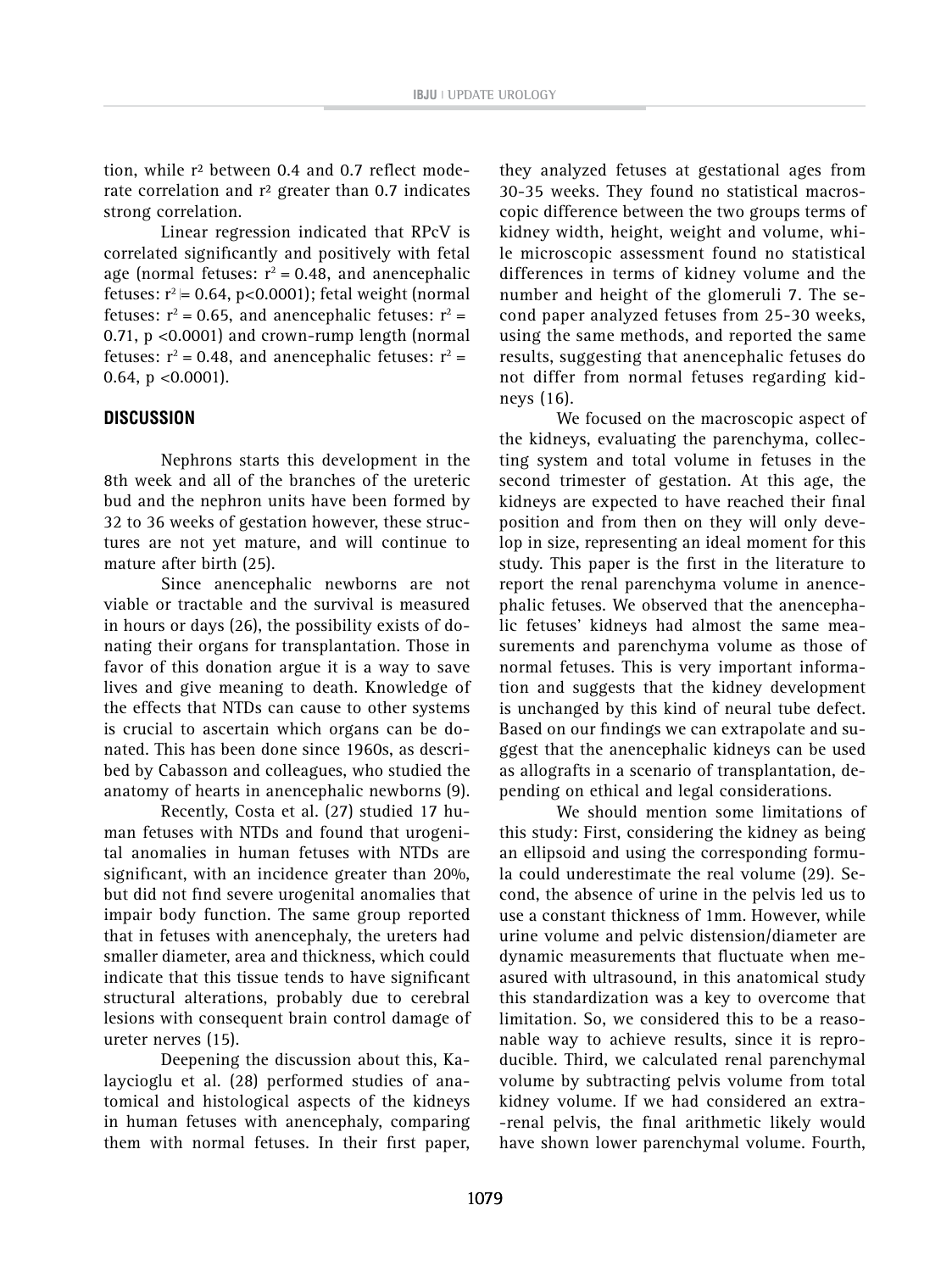tion, while $r^2$ between 0.4 and 0.7 reflect moderate correlation and $r^2$ greater than 0.7 indicates strong correlation.

Linear regression indicated that RPcV is correlated significantly and positively with fetal age (normal fetuses: $r^2 = 0.48$, and anencephalic fetuses: $r^2 = 0.64$, $p<0.0001$); fetal weight (normal fetuses: $r^2 = 0.65$, and anencephalic fetuses: $r^2 = 0.71$, $p <0.0001$) and crown-rump length (normal fetuses: $r^2 = 0.48$, and anencephalic fetuses: $r^2 = 0.64$, $p <0.0001$).

## DISCUSSION

Nephrons starts this development in the 8th week and all of the branches of the ureteric bud and the nephron units have been formed by 32 to 36 weeks of gestation however, these structures are not yet mature, and will continue to mature after birth (25).

Since anencephalic newborns are not viable or tractable and the survival is measured in hours or days (26), the possibility exists of donating their organs for transplantation. Those in favor of this donation argue it is a way to save lives and give meaning to death. Knowledge of the effects that NTDs can cause to other systems is crucial to ascertain which organs can be donated. This has been done since 1960s, as described by Cabasson and colleagues, who studied the anatomy of hearts in anencephalic newborns (9).

Recently, Costa et al. (27) studied 17 human fetuses with NTDs and found that urogenital anomalies in human fetuses with NTDs are significant, with an incidence greater than 20%, but did not find severe urogenital anomalies that impair body function. The same group reported that in fetuses with anencephaly, the ureters had smaller diameter, area and thickness, which could indicate that this tissue tends to have significant structural alterations, probably due to cerebral lesions with consequent brain control damage of ureter nerves (15).

Deepening the discussion about this, Kalaycioglu et al. (28) performed studies of anatomical and histological aspects of the kidneys in human fetuses with anencephaly, comparing them with normal fetuses. In their first paper, they analyzed fetuses at gestational ages from 30-35 weeks. They found no statistical macroscopic difference between the two groups terms of kidney width, height, weight and volume, while microscopic assessment found no statistical differences in terms of kidney volume and the number and height of the glomeruli 7. The second paper analyzed fetuses from 25-30 weeks, using the same methods, and reported the same results, suggesting that anencephalic fetuses do not differ from normal fetuses regarding kidneys (16).

We focused on the macroscopic aspect of the kidneys, evaluating the parenchyma, collecting system and total volume in fetuses in the second trimester of gestation. At this age, the kidneys are expected to have reached their final position and from then on they will only develop in size, representing an ideal moment for this study. This paper is the first in the literature to report the renal parenchyma volume in anencephalic fetuses. We observed that the anencephalic fetuses' kidneys had almost the same measurements and parenchyma volume as those of normal fetuses. This is very important information and suggests that the kidney development is unchanged by this kind of neural tube defect. Based on our findings we can extrapolate and suggest that the anencephalic kidneys can be used as allografts in a scenario of transplantation, depending on ethical and legal considerations.

We should mention some limitations of this study: First, considering the kidney as being an ellipsoid and using the corresponding formula could underestimate the real volume (29). Second, the absence of urine in the pelvis led us to use a constant thickness of 1mm. However, while urine volume and pelvic distension/diameter are dynamic measurements that fluctuate when measured with ultrasound, in this anatomical study this standardization was a key to overcome that limitation. So, we considered this to be a reasonable way to achieve results, since it is reproducible. Third, we calculated renal parenchymal volume by subtracting pelvis volume from total kidney volume. If we had considered an extra-renal pelvis, the final arithmetic likely would have shown lower parenchymal volume. Fourth,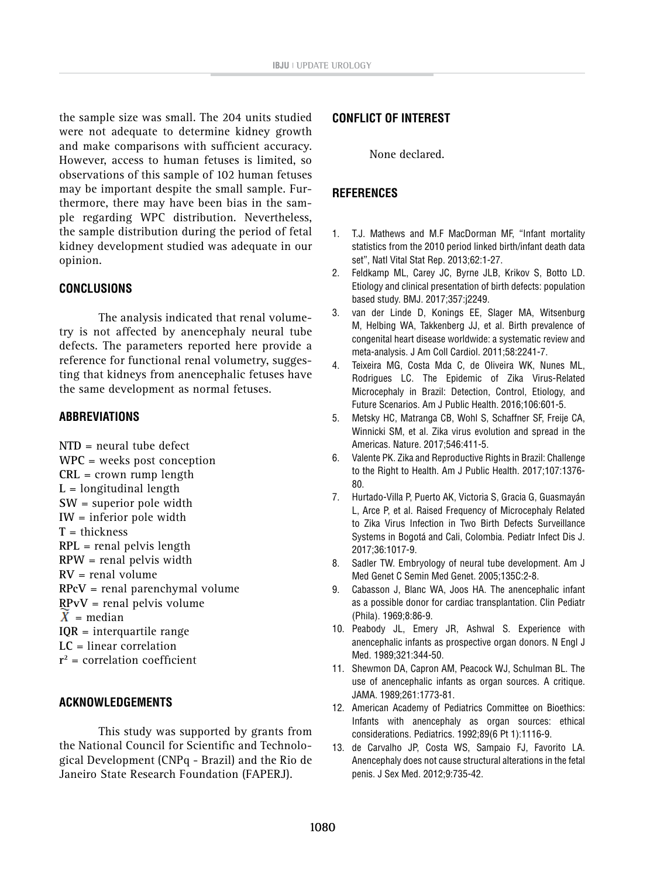the sample size was small. The 204 units studied were not adequate to determine kidney growth and make comparisons with sufficient accuracy. However, access to human fetuses is limited, so observations of this sample of 102 human fetuses may be important despite the small sample. Furthermore, there may have been bias in the sample regarding WPC distribution. Nevertheless, the sample distribution during the period of fetal kidney development studied was adequate in our opinion.

## CONCLUSIONS

The analysis indicated that renal volumetry is not affected by anencephaly neural tube defects. The parameters reported here provide a reference for functional renal volumetry, suggesting that kidneys from anencephalic fetuses have the same development as normal fetuses.

## ABBREVIATIONS

**NTD** = neural tube defect
**WPC** = weeks post conception
**CRL** = crown rump length
**L** = longitudinal length
**SW** = superior pole width
**IW** = inferior pole width
**T** = thickness
**RPL** = renal pelvis length
**RPW** = renal pelvis width
**RV** = renal volume
**RPcV** = renal parenchymal volume
**RPvV** = renal pelvis volume
$\widetilde{X}$ = median
**IQR** = interquartile range
**LC** = linear correlation
**$r^2$** = correlation coefficient

## ACKNOWLEDGEMENTS

This study was supported by grants from the National Council for Scientific and Technological Development (CNPq - Brazil) and the Rio de Janeiro State Research Foundation (FAPERJ).

## CONFLICT OF INTEREST

None declared.

## REFERENCES

1. T.J. Mathews and M.F MacDorman MF, "Infant mortality statistics from the 2010 period linked birth/infant death data set", Natl Vital Stat Rep. 2013;62:1-27.
2. Feldkamp ML, Carey JC, Byrne JLB, Krikov S, Botto LD. Etiology and clinical presentation of birth defects: population based study. BMJ. 2017;357:j2249.
3. van der Linde D, Konings EE, Slager MA, Witsenburg M, Helbing WA, Takkenberg JJ, et al. Birth prevalence of congenital heart disease worldwide: a systematic review and meta-analysis. J Am Coll Cardiol. 2011;58:2241-7.
4. Teixeira MG, Costa Mda C, de Oliveira WK, Nunes ML, Rodrigues LC. The Epidemic of Zika Virus-Related Microcephaly in Brazil: Detection, Control, Etiology, and Future Scenarios. Am J Public Health. 2016;106:601-5.
5. Metsky HC, Matranga CB, Wohl S, Schaffner SF, Freije CA, Winnicki SM, et al. Zika virus evolution and spread in the Americas. Nature. 2017;546:411-5.
6. Valente PK. Zika and Reproductive Rights in Brazil: Challenge to the Right to Health. Am J Public Health. 2017;107:1376-80.
7. Hurtado-Villa P, Puerto AK, Victoria S, Gracia G, Guasmayán L, Arce P, et al. Raised Frequency of Microcephaly Related to Zika Virus Infection in Two Birth Defects Surveillance Systems in Bogotá and Cali, Colombia. Pediatr Infect Dis J. 2017;36:1017-9.
8. Sadler TW. Embryology of neural tube development. Am J Med Genet C Semin Med Genet. 2005;135C:2-8.
9. Cabasson J, Blanc WA, Joos HA. The anencephalic infant as a possible donor for cardiac transplantation. Clin Pediatr (Phila). 1969;8:86-9.
10. Peabody JL, Emery JR, Ashwal S. Experience with anencephalic infants as prospective organ donors. N Engl J Med. 1989;321:344-50.
11. Shewmon DA, Capron AM, Peacock WJ, Schulman BL. The use of anencephalic infants as organ sources. A critique. JAMA. 1989;261:1773-81.
12. American Academy of Pediatrics Committee on Bioethics: Infants with anencephaly as organ sources: ethical considerations. Pediatrics. 1992;89(6 Pt 1):1116-9.
13. de Carvalho JP, Costa WS, Sampaio FJ, Favorito LA. Anencephaly does not cause structural alterations in the fetal penis. J Sex Med. 2012;9:735-42.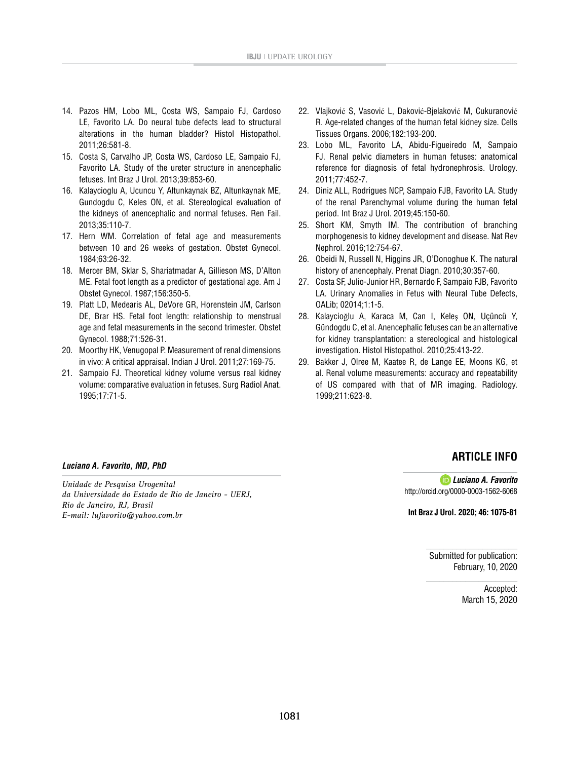14. Pazos HM, Lobo ML, Costa WS, Sampaio FJ, Cardoso LE, Favorito LA. Do neural tube defects lead to structural alterations in the human bladder? Histol Histopathol. 2011;26:581-8.
15. Costa S, Carvalho JP, Costa WS, Cardoso LE, Sampaio FJ, Favorito LA. Study of the ureter structure in anencephalic fetuses. Int Braz J Urol. 2013;39:853-60.
16. Kalaycioglu A, Ucuncu Y, Altunkaynak BZ, Altunkaynak ME, Gundogdu C, Keles ON, et al. Stereological evaluation of the kidneys of anencephalic and normal fetuses. Ren Fail. 2013;35:110-7.
17. Hern WM. Correlation of fetal age and measurements between 10 and 26 weeks of gestation. Obstet Gynecol. 1984;63:26-32.
18. Mercer BM, Sklar S, Shariatmadar A, Gillieson MS, D'Alton ME. Fetal foot length as a predictor of gestational age. Am J Obstet Gynecol. 1987;156:350-5.
19. Platt LD, Medearis AL, DeVore GR, Horenstein JM, Carlson DE, Brar HS. Fetal foot length: relationship to menstrual age and fetal measurements in the second trimester. Obstet Gynecol. 1988;71:526-31.
20. Moorthy HK, Venugopal P. Measurement of renal dimensions in vivo: A critical appraisal. Indian J Urol. 2011;27:169-75.
21. Sampaio FJ. Theoretical kidney volume versus real kidney volume: comparative evaluation in fetuses. Surg Radiol Anat. 1995;17:71-5.
22. Vlajković S, Vasović L, Daković-Bjeleković M, Cukuranović R. Age-related changes of the human fetal kidney size. Cells Tissues Organs. 2006;182:193-200.
23. Lobo ML, Favorito LA, Abidu-Figueiredo M, Sampaio FJ. Renal pelvic diameters in human fetuses: anatomical reference for diagnosis of fetal hydronephrosis. Urology. 2011;77:452-7.
24. Diniz ALL, Rodrigues NCP, Sampaio FJB, Favorito LA. Study of the renal Parenchymal volume during the human fetal period. Int Braz J Urol. 2019;45:150-60.
25. Short KM, Smyth IM. The contribution of branching morphogenesis to kidney development and disease. Nat Rev Nephrol. 2016;12:754-67.
26. Obeidi N, Russell N, Higgins JR, O'Donoghue K. The natural history of anencephaly. Prenat Diagn. 2010;30:357-60.
27. Costa SF, Julio-Junior HR, Bernardo F, Sampaio FJB, Favorito LA. Urinary Anomalies in Fetus with Neural Tube Defects, OALib; 02014;1:1-5.
28. Kalaycioğlu A, Karaca M, Can I, Keleş ON, Uçüncü Y, Gündogdu C, et al. Anencephalic fetuses can be an alternative for kidney transplantation: a stereological and histological investigation. Histol Histopathol. 2010;25:413-22.
29. Bakker J, Olree M, Kaatee R, de Lange EE, Moons KG, et al. Renal volume measurements: accuracy and repeatability of US compared with that of MR imaging. Radiology. 1999;211:623-8.

***Luciano A. Favorito, MD, PhD***

*Unidade de Pesquisa Urogenital*
*da Universidade do Estado de Rio de Janeiro - UERJ,*
*Rio de Janeiro, RJ, Brasil*
*E-mail: lufavorito@yahoo.com.br*

## ARTICLE INFO

***Luciano A. Favorito***
http://orcid.org/0000-0003-1562-6068

**Int Braz J Urol. 2020; 46: 1075-81**

Submitted for publication:
February, 10, 2020

Accepted:
March 15, 2020